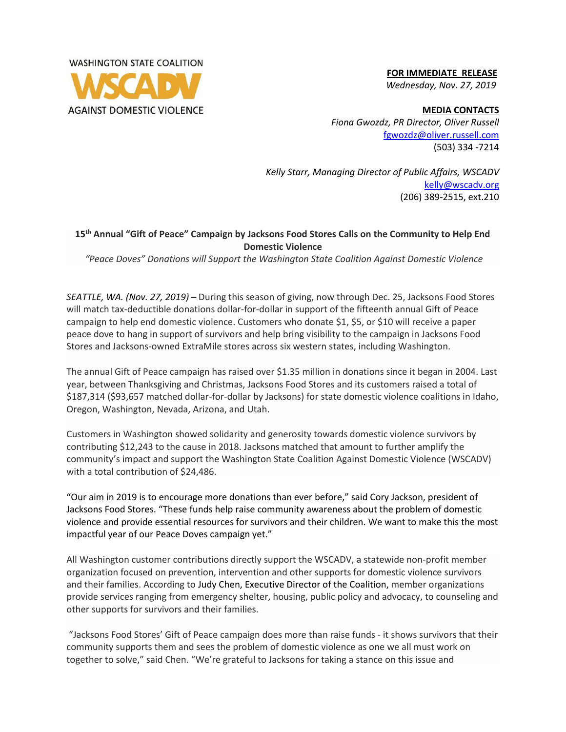WASHINGTON STATE COALITION

WSCADV

AGAINST DOMESTIC VIOLENCE

**FOR IMMEDIATE RELEASE**
*Wednesday, Nov. 27, 2019*

**MEDIA CONTACTS**
*Fiona Gwozdz, PR Director, Oliver Russell*
fgwozdz@oliver.russell.com
(503) 334 -7214

*Kelly Starr, Managing Director of Public Affairs, WSCADV*
kelly@wscadv.org
(206) 389-2515, ext.210

**15th Annual "Gift of Peace" Campaign by Jacksons Food Stores Calls on the Community to Help End Domestic Violence**

*"Peace Doves" Donations will Support the Washington State Coalition Against Domestic Violence*

*SEATTLE, WA. (Nov. 27, 2019)* – During this season of giving, now through Dec. 25, Jacksons Food Stores will match tax-deductible donations dollar-for-dollar in support of the fifteenth annual Gift of Peace campaign to help end domestic violence. Customers who donate $1, $5, or $10 will receive a paper peace dove to hang in support of survivors and help bring visibility to the campaign in Jacksons Food Stores and Jacksons-owned ExtraMile stores across six western states, including Washington.

The annual Gift of Peace campaign has raised over $1.35 million in donations since it began in 2004. Last year, between Thanksgiving and Christmas, Jacksons Food Stores and its customers raised a total of $187,314 ($93,657 matched dollar-for-dollar by Jacksons) for state domestic violence coalitions in Idaho, Oregon, Washington, Nevada, Arizona, and Utah.

Customers in Washington showed solidarity and generosity towards domestic violence survivors by contributing $12,243 to the cause in 2018. Jacksons matched that amount to further amplify the community's impact and support the Washington State Coalition Against Domestic Violence (WSCADV) with a total contribution of $24,486.

"Our aim in 2019 is to encourage more donations than ever before," said Cory Jackson, president of Jacksons Food Stores. "These funds help raise community awareness about the problem of domestic violence and provide essential resources for survivors and their children. We want to make this the most impactful year of our Peace Doves campaign yet."

All Washington customer contributions directly support the WSCADV, a statewide non-profit member organization focused on prevention, intervention and other supports for domestic violence survivors and their families. According to Judy Chen, Executive Director of the Coalition, member organizations provide services ranging from emergency shelter, housing, public policy and advocacy, to counseling and other supports for survivors and their families.

"Jacksons Food Stores' Gift of Peace campaign does more than raise funds - it shows survivors that their community supports them and sees the problem of domestic violence as one we all must work on together to solve," said Chen. "We're grateful to Jacksons for taking a stance on this issue and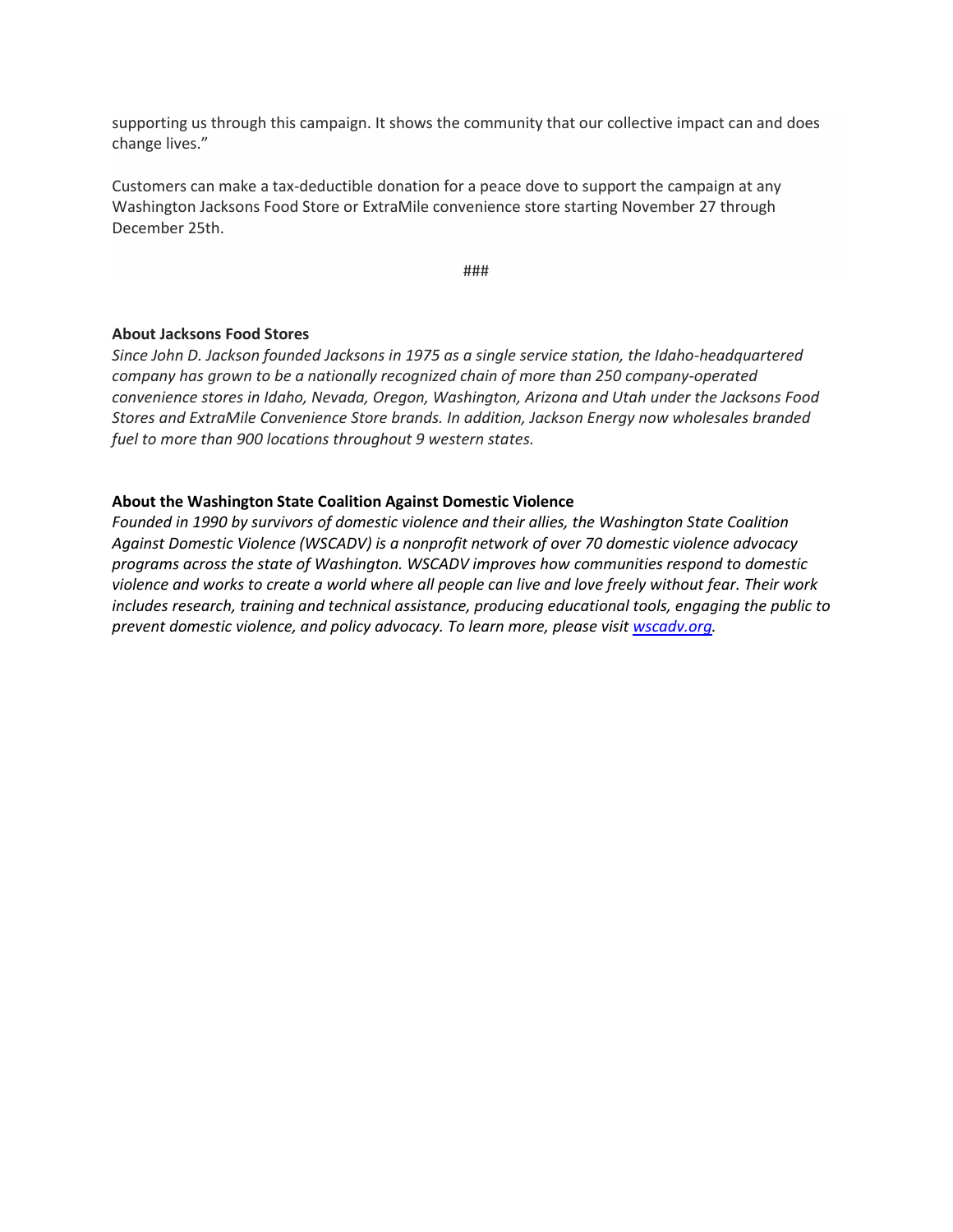supporting us through this campaign. It shows the community that our collective impact can and does change lives."

Customers can make a tax-deductible donation for a peace dove to support the campaign at any Washington Jacksons Food Store or ExtraMile convenience store starting November 27 through December 25th.

###

**About Jacksons Food Stores**

*Since John D. Jackson founded Jacksons in 1975 as a single service station, the Idaho-headquartered company has grown to be a nationally recognized chain of more than 250 company-operated convenience stores in Idaho, Nevada, Oregon, Washington, Arizona and Utah under the Jacksons Food Stores and ExtraMile Convenience Store brands. In addition, Jackson Energy now wholesales branded fuel to more than 900 locations throughout 9 western states.*

**About the Washington State Coalition Against Domestic Violence**

*Founded in 1990 by survivors of domestic violence and their allies, the Washington State Coalition Against Domestic Violence (WSCADV) is a nonprofit network of over 70 domestic violence advocacy programs across the state of Washington. WSCADV improves how communities respond to domestic violence and works to create a world where all people can live and love freely without fear. Their work includes research, training and technical assistance, producing educational tools, engaging the public to prevent domestic violence, and policy advocacy. To learn more, please visit [wscadv.org](wscadv.org).*